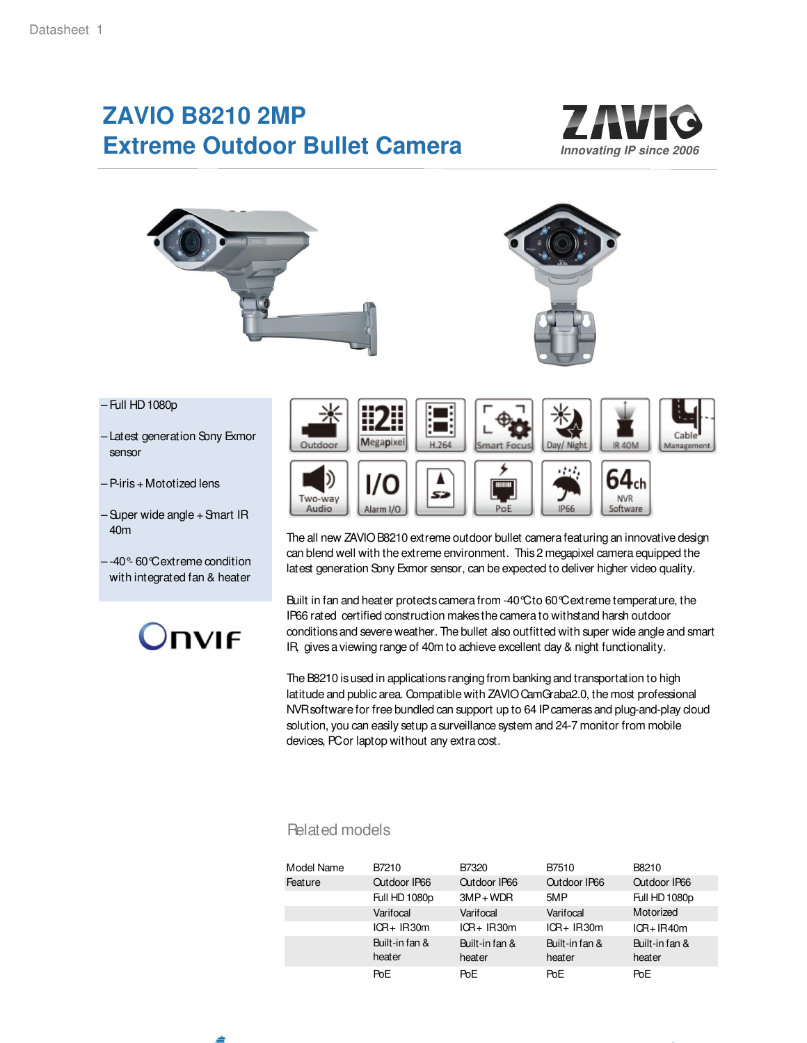# ZAVIO B8210 2MP Extreme Outdoor Bullet Camera

ZAVIO
*Innovating IP since 2006*

- Full HD 1080p
- Latest generation Sony Exmor sensor
- P-iris + Mototized lens
- Super wide angle + Smart IR 40m
- -40°- 60°C extreme condition with integrated fan & heater

Outdoor | Megapixel | H.264 | Smart Focus | Day/ Night | IR 40M | Cable Management | Two-way Audio | Alarm I/O | SD | PoE | IP66 | 64ch NVR Software

The all new ZAVIO B8210 extreme outdoor bullet camera featuring an innovative design can blend well with the extreme environment. This 2 megapixel camera equipped the latest generation Sony Exmor sensor, can be expected to deliver higher video quality.

Built in fan and heater protects camera from -40°C to 60°C extreme temperature, the IP66 rated certified construction makes the camera to withstand harsh outdoor conditions and severe weather. The bullet also outfitted with super wide angle and smart IR, gives a viewing range of 40m to achieve excellent day & night functionality.

The B8210 is used in applications ranging from banking and transportation to high latitude and public area. Compatible with ZAVIO CamGraba2.0, the most professional NVR software for free bundled can support up to 64 IP cameras and plug-and-play cloud solution, you can easily setup a surveillance system and 24-7 monitor from mobile devices, PC or laptop without any extra cost.

## Related models

| Model Name | B7210 | B7320 | B7510 | B8210 |
|---|---|---|---|---|
| Feature | Outdoor IP66 | Outdoor IP66 | Outdoor IP66 | Outdoor IP66 |
| | Full HD 1080p | 3MP + WDR | 5MP | Full HD 1080p |
| | Varifocal | Varifocal | Varifocal | Motorized |
| | ICR + IR30m | ICR + IR30m | ICR + IR30m | ICR + IR40m |
| | Built-in fan & heater | Built-in fan & heater | Built-in fan & heater | Built-in fan & heater |
| | PoE | PoE | PoE | PoE |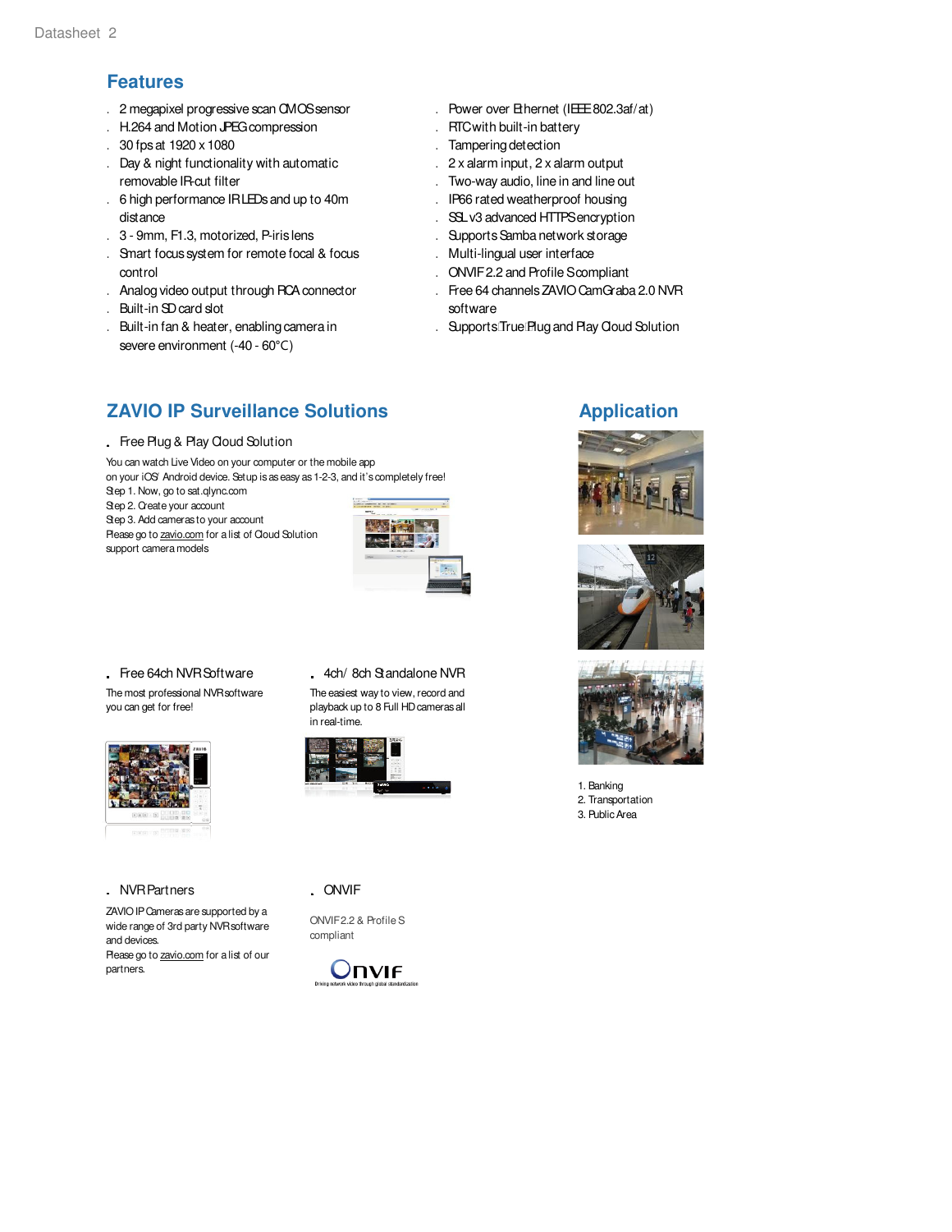## Features

- 2 megapixel progressive scan CMOS sensor
- H.264 and Motion JPEG compression
- 30 fps at 1920 x 1080
- Day & night functionality with automatic removable IR-cut filter
- 6 high performance IR LEDs and up to 40m distance
- 3 - 9mm, F1.3, motorized, P-iris lens
- Smart focus system for remote focal & focus control
- Analog video output through RCA connector
- Built-in SD card slot
- Built-in fan & heater, enabling camera in severe environment (-40 - 60°C)
- Power over Ethernet (IEEE 802.3af/at)
- RTC with built-in battery
- Tampering detection
- 2 x alarm input, 2 x alarm output
- Two-way audio, line in and line out
- IP66 rated weatherproof housing
- SSL v3 advanced HTTPS encryption
- Supports Samba network storage
- Multi-lingual user interface
- ONVIF 2.2 and Profile S compliant
- Free 64 channels ZAVIO CamGraba 2.0 NVR software
- Supports True Plug and Play Cloud Solution

## ZAVIO IP Surveillance Solutions

- **Free Plug & Play Cloud Solution**

You can watch Live Video on your computer or the mobile app on your iOS/ Android device. Setup is as easy as 1-2-3, and it's completely free!
Step 1. Now, go to sat.qlync.com
Step 2. Create your account
Step 3. Add cameras to your account
Please go to zavio.com for a list of Cloud Solution support camera models

- **Free 64ch NVR Software**

The most professional NVR software you can get for free!

- **4ch/ 8ch Standalone NVR**

The easiest way to view, record and playback up to 8 Full HD cameras all in real-time.

- **NVR Partners**

ZAVIO IP Cameras are supported by a wide range of 3rd party NVR software and devices.
Please go to zavio.com for a list of our partners.

- **ONVIF**

ONVIF 2.2 & Profile S compliant

## Application

1. Banking
2. Transportation
3. Public Area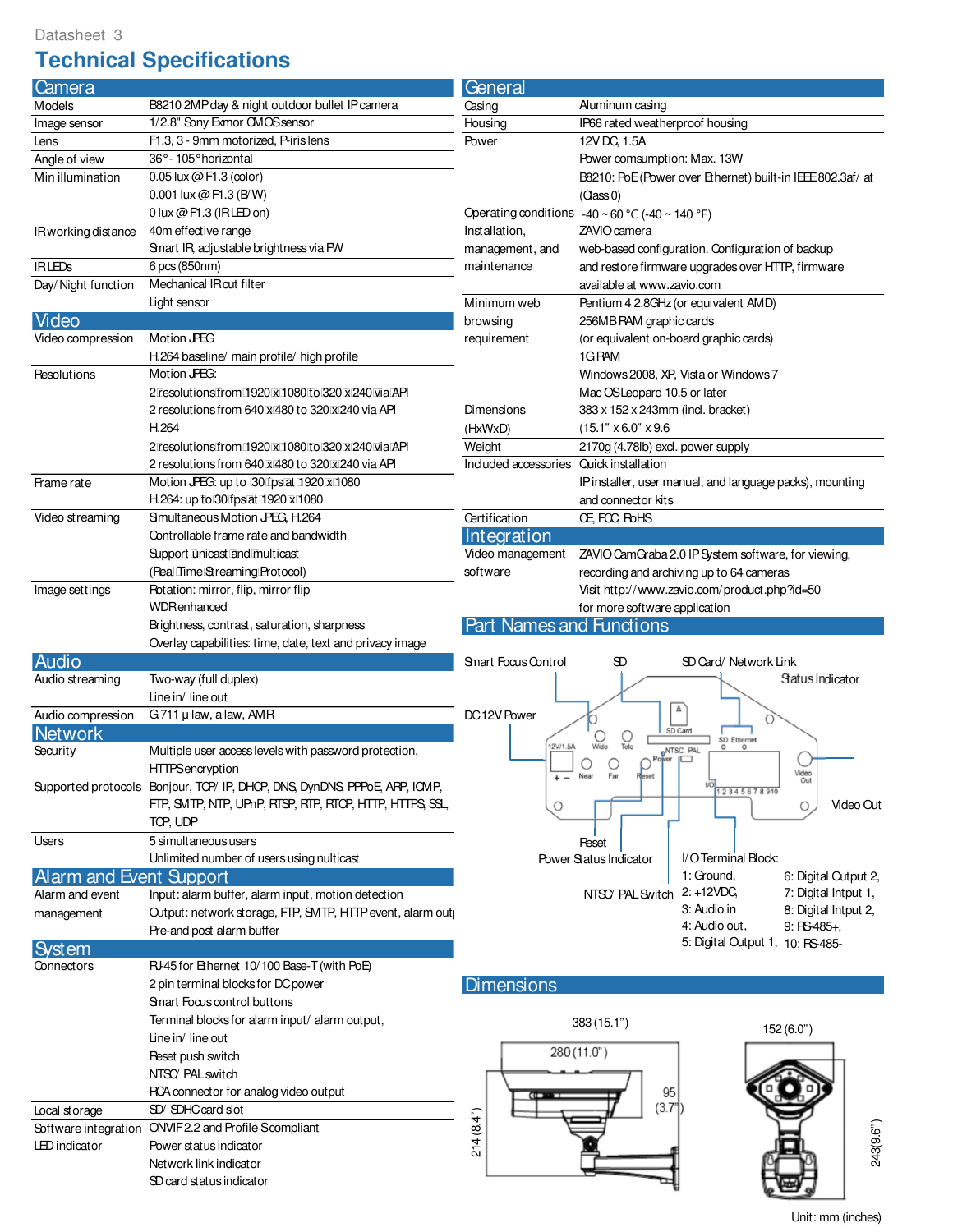# Technical Specifications

## Camera

| | |
|---|---|
| Models | B8210 2MP day & night outdoor bullet IP camera |
| Image sensor | 1/2.8" Sony Exmor CMOS sensor |
| Lens | F1.3, 3 - 9mm motorized, P-iris lens |
| Angle of view | 36° - 105° horizontal |
| Min illumination | 0.05 lux @ F1.3 (color)<br>0.001 lux @ F1.3 (B/W)<br>0 lux @ F1.3 (IR LED on) |
| IR working distance | 40m effective range<br>Smart IR, adjustable brightness via FW |
| IR LEDs | 6 pcs (850nm) |
| Day/Night function | Mechanical IR cut filter<br>Light sensor |

## Video

| | |
|---|---|
| Video compression | Motion JPEG<br>H.264 baseline/ main profile/ high profile |
| Resolutions | Motion JPEG:<br>2 resolutions from 1920 x 1080 to 320 x 240 via API<br>2 resolutions from 640 x 480 to 320 x 240 via API<br>H.264<br>2 resolutions from 1920 x 1080 to 320 x 240 via API<br>2 resolutions from 640 x 480 to 320 x 240 via API |
| Frame rate | Motion JPEG: up to 30fps at 1920 x 1080<br>H.264: up to 30fps at 1920 x 1080 |
| Video streaming | Simultaneous Motion JPEG, H.264<br>Controllable frame rate and bandwidth<br>Support unicast and multicast<br>(Real Time Streaming Protocol) |
| Image settings | Rotation: mirror, flip, mirror flip<br>WDR enhanced<br>Brightness, contrast, saturation, sharpness<br>Overlay capabilities: time, date, text and privacy image |

## Audio

| | |
|---|---|
| Audio streaming | Two-way (full duplex)<br>Line in/ line out |
| Audio compression | G.711 μ law, a law, AMR |

## Network

| | |
|---|---|
| Security | Multiple user access levels with password protection,<br>HTTPS encryption |
| Supported protocols | Bonjour, TCP/ IP, DHCP, DNS, DynDNS, PPPoE, ARP, ICMP, FTP, SMTP, NTP, UPnP, RTSP, RTP, RTCP, HTTP, HTTPS, SSL, TCP, UDP |
| Users | 5 simultaneous users<br>Unlimited number of users using nulticast |

## Alarm and Event Support

| | |
|---|---|
| Alarm and event management | Input: alarm buffer, alarm input, motion detection<br>Output: network storage, FTP, SMTP, HTTP event, alarm out<br>Pre-and post alarm buffer |

## System

| | |
|---|---|
| Connectors | RJ-45 for Ethernet 10/100 Base-T (with PoE)<br>2 pin terminal blocks for DC power<br>Smart Focus control buttons<br>Terminal blocks for alarm input/ alarm output,<br>Line in/ line out<br>Reset push switch<br>NTSC/ PAL switch<br>RCA connector for analog video output |
| Local storage | SD/ SDHC card slot |
| Software integration | ONVIF 2.2 and Profile S compliant |
| LED indicator | Power status indicator<br>Network link indicator<br>SD card status indicator |

## General

| | |
|---|---|
| Casing | Aluminum casing |
| Housing | IP66 rated weatherproof housing |
| Power | 12V DC, 1.5A<br>Power comsumption: Max. 13W<br>B8210: PoE (Power over Ethernet) built-in IEEE 802.3af/ at (Class 0) |
| Operating conditions | -40 ~ 60 °C (-40 ~ 140 °F) |
| Installation, management, and maintenance | ZAVIO camera<br>web-based configuration. Configuration of backup and restore firmware upgrades over HTTP, firmware available at www.zavio.com |
| Minimum web browsing requirement | Pentium 4 2.8GHz (or equivalent AMD)<br>256MB RAM graphic cards<br>(or equivalent on-board graphic cards)<br>1G RAM<br>Windows 2008, XP, Vista or Windows 7<br>Mac OS Leopard 10.5 or later |
| Dimensions (HxWxD) | 383 x 152 x 243mm (incl. bracket)<br>(15.1" x 6.0" x 9.6 |
| Weight | 2170g (4.78lb) excl. power supply |
| Included accessories | Quick installation<br>IP installer, user manual, and language packs), mounting and connector kits |
| Certification | CE, FCC, RoHS |

## Integration

| | |
|---|---|
| Video management software | ZAVIO CamGraba 2.0 IP System software, for viewing, recording and archiving up to 64 cameras<br>Visit http://www.zavio.com/product.php?id=50 for more software application |

## Part Names and Functions

Smart Focus Control
SD
SD Card/ Network Link
Status Indicator
DC 12V Power
Video Out
Reset
Power Status Indicator
NTSC/ PAL Switch

12V/1.5A
Wide
Tele
SD Card
SD Ethernet
NTSC PAL
Power
Near
Far
Reset
I/O
1 2 3 4 5 6 7 8 9 10
Video Out

I/O Terminal Block:

1: Ground,
2: +12VDC,
3: Audio in
4: Audio out,
5: Digital Output 1,
6: Digital Output 2,
7: Digital Intput 1,
8: Digital Intput 2,
9: RS-485+,
10: RS-485-

## Dimensions

383 (15.1")
280 (11.0")
95 (3.7")
214 (8.4")
152 (6.0")
243(9.6")

Unit: mm (inches)